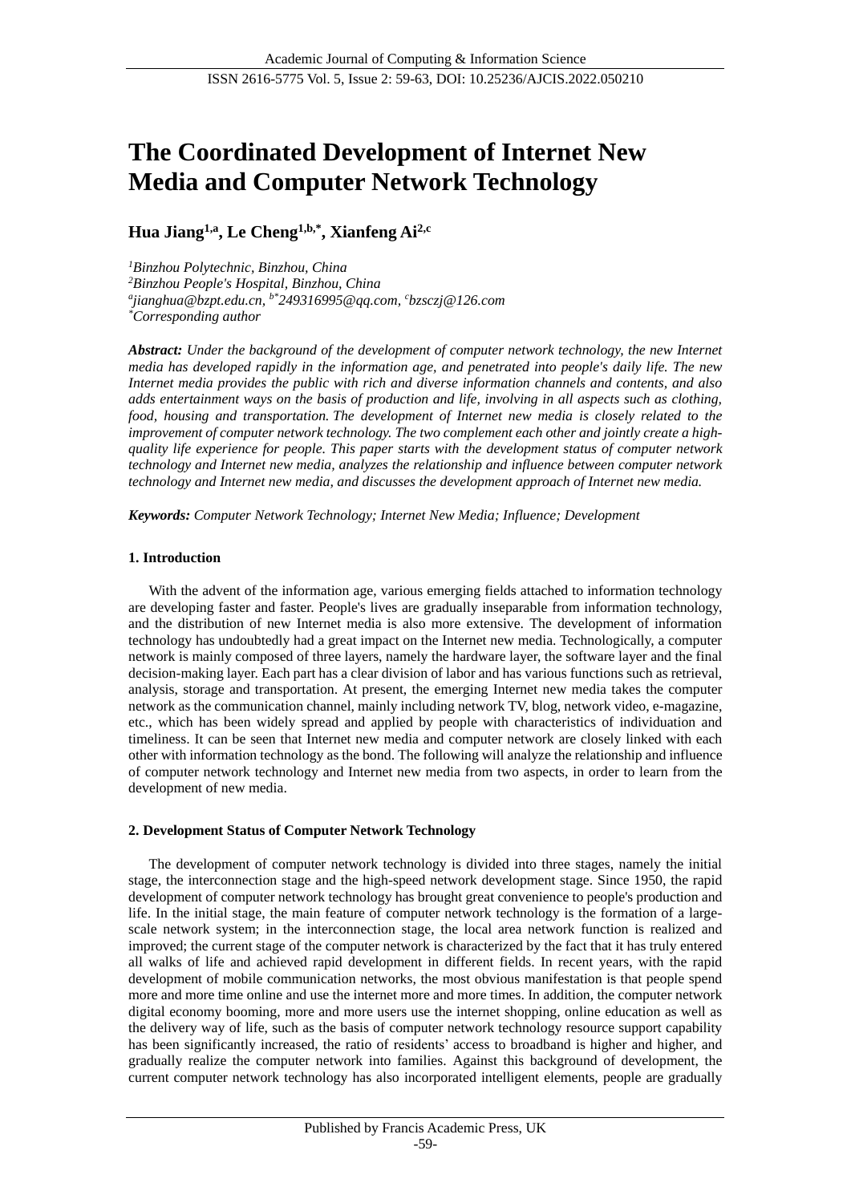# The Coordinated Development of Internet New Media and Computer Network Technology

**Hua Jiang[1,a], Le Cheng[1,b,*], Xianfeng Ai[2,c]**

*[1]Binzhou Polytechnic, Binzhou, China*
*[2]Binzhou People's Hospital, Binzhou, China*
*[a]jianghua@bzpt.edu.cn, [b*]249316995@qq.com, [c]bzsczj@126.com*
*[*]Corresponding author*

***Abstract:*** *Under the background of the development of computer network technology, the new Internet media has developed rapidly in the information age, and penetrated into people's daily life. The new Internet media provides the public with rich and diverse information channels and contents, and also adds entertainment ways on the basis of production and life, involving in all aspects such as clothing, food, housing and transportation. The development of Internet new media is closely related to the improvement of computer network technology. The two complement each other and jointly create a high-quality life experience for people. This paper starts with the development status of computer network technology and Internet new media, analyzes the relationship and influence between computer network technology and Internet new media, and discusses the development approach of Internet new media.*

***Keywords:*** *Computer Network Technology; Internet New Media; Influence; Development*

## 1. Introduction

With the advent of the information age, various emerging fields attached to information technology are developing faster and faster. People's lives are gradually inseparable from information technology, and the distribution of new Internet media is also more extensive. The development of information technology has undoubtedly had a great impact on the Internet new media. Technologically, a computer network is mainly composed of three layers, namely the hardware layer, the software layer and the final decision-making layer. Each part has a clear division of labor and has various functions such as retrieval, analysis, storage and transportation. At present, the emerging Internet new media takes the computer network as the communication channel, mainly including network TV, blog, network video, e-magazine, etc., which has been widely spread and applied by people with characteristics of individuation and timeliness. It can be seen that Internet new media and computer network are closely linked with each other with information technology as the bond. The following will analyze the relationship and influence of computer network technology and Internet new media from two aspects, in order to learn from the development of new media.

## 2. Development Status of Computer Network Technology

The development of computer network technology is divided into three stages, namely the initial stage, the interconnection stage and the high-speed network development stage. Since 1950, the rapid development of computer network technology has brought great convenience to people's production and life. In the initial stage, the main feature of computer network technology is the formation of a large-scale network system; in the interconnection stage, the local area network function is realized and improved; the current stage of the computer network is characterized by the fact that it has truly entered all walks of life and achieved rapid development in different fields. In recent years, with the rapid development of mobile communication networks, the most obvious manifestation is that people spend more and more time online and use the internet more and more times. In addition, the computer network digital economy booming, more and more users use the internet shopping, online education as well as the delivery way of life, such as the basis of computer network technology resource support capability has been significantly increased, the ratio of residents' access to broadband is higher and higher, and gradually realize the computer network into families. Against this background of development, the current computer network technology has also incorporated intelligent elements, people are gradually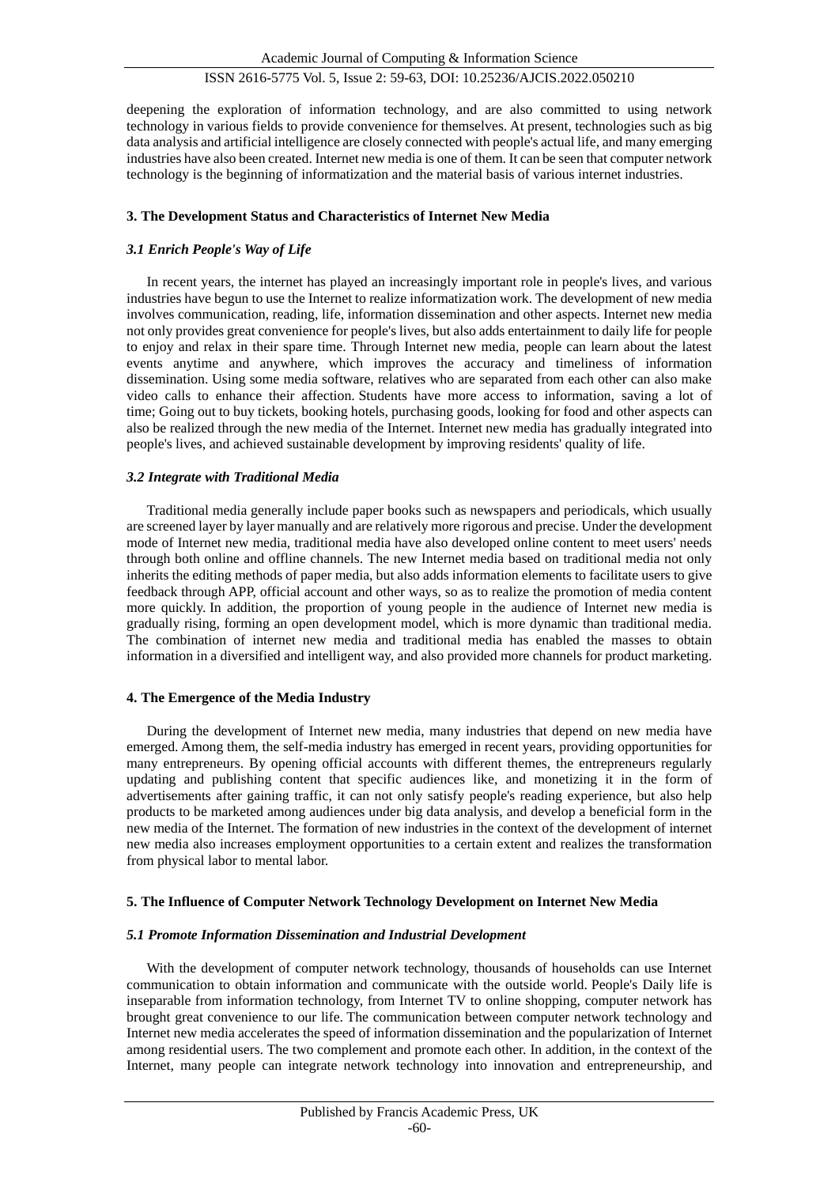deepening the exploration of information technology, and are also committed to using network technology in various fields to provide convenience for themselves. At present, technologies such as big data analysis and artificial intelligence are closely connected with people's actual life, and many emerging industries have also been created. Internet new media is one of them. It can be seen that computer network technology is the beginning of informatization and the material basis of various internet industries.

## 3. The Development Status and Characteristics of Internet New Media

### *3.1 Enrich People's Way of Life*

In recent years, the internet has played an increasingly important role in people's lives, and various industries have begun to use the Internet to realize informatization work. The development of new media involves communication, reading, life, information dissemination and other aspects. Internet new media not only provides great convenience for people's lives, but also adds entertainment to daily life for people to enjoy and relax in their spare time. Through Internet new media, people can learn about the latest events anytime and anywhere, which improves the accuracy and timeliness of information dissemination. Using some media software, relatives who are separated from each other can also make video calls to enhance their affection. Students have more access to information, saving a lot of time; Going out to buy tickets, booking hotels, purchasing goods, looking for food and other aspects can also be realized through the new media of the Internet. Internet new media has gradually integrated into people's lives, and achieved sustainable development by improving residents' quality of life.

### *3.2 Integrate with Traditional Media*

Traditional media generally include paper books such as newspapers and periodicals, which usually are screened layer by layer manually and are relatively more rigorous and precise. Under the development mode of Internet new media, traditional media have also developed online content to meet users' needs through both online and offline channels. The new Internet media based on traditional media not only inherits the editing methods of paper media, but also adds information elements to facilitate users to give feedback through APP, official account and other ways, so as to realize the promotion of media content more quickly. In addition, the proportion of young people in the audience of Internet new media is gradually rising, forming an open development model, which is more dynamic than traditional media. The combination of internet new media and traditional media has enabled the masses to obtain information in a diversified and intelligent way, and also provided more channels for product marketing.

## 4. The Emergence of the Media Industry

During the development of Internet new media, many industries that depend on new media have emerged. Among them, the self-media industry has emerged in recent years, providing opportunities for many entrepreneurs. By opening official accounts with different themes, the entrepreneurs regularly updating and publishing content that specific audiences like, and monetizing it in the form of advertisements after gaining traffic, it can not only satisfy people's reading experience, but also help products to be marketed among audiences under big data analysis, and develop a beneficial form in the new media of the Internet. The formation of new industries in the context of the development of internet new media also increases employment opportunities to a certain extent and realizes the transformation from physical labor to mental labor.

## 5. The Influence of Computer Network Technology Development on Internet New Media

### *5.1 Promote Information Dissemination and Industrial Development*

With the development of computer network technology, thousands of households can use Internet communication to obtain information and communicate with the outside world. People's Daily life is inseparable from information technology, from Internet TV to online shopping, computer network has brought great convenience to our life. The communication between computer network technology and Internet new media accelerates the speed of information dissemination and the popularization of Internet among residential users. The two complement and promote each other. In addition, in the context of the Internet, many people can integrate network technology into innovation and entrepreneurship, and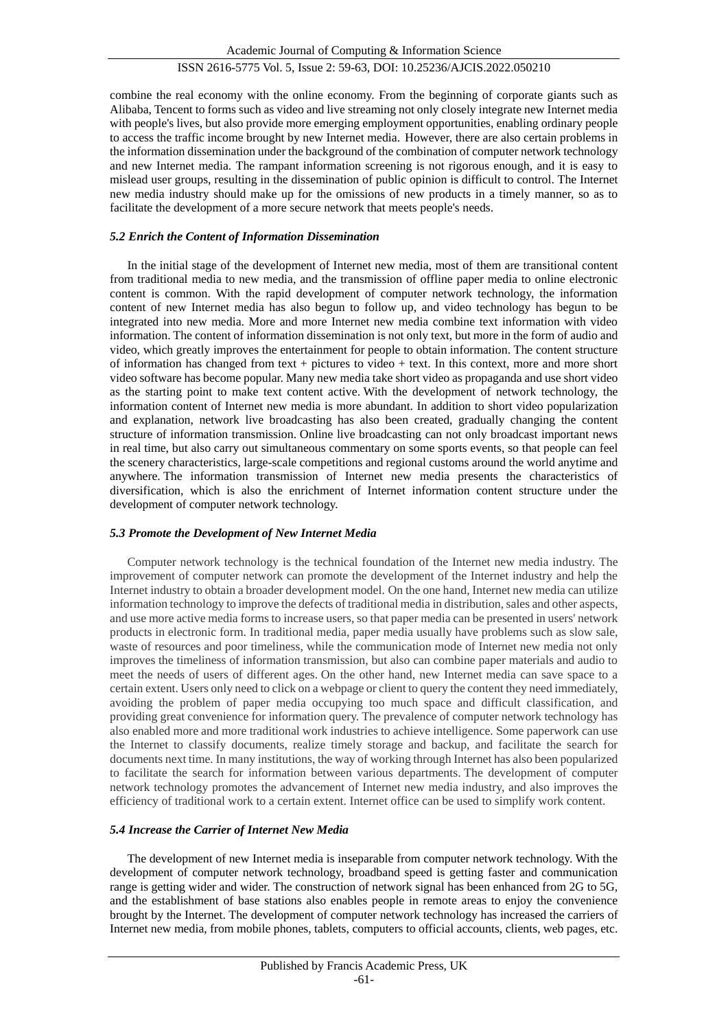combine the real economy with the online economy. From the beginning of corporate giants such as Alibaba, Tencent to forms such as video and live streaming not only closely integrate new Internet media with people's lives, but also provide more emerging employment opportunities, enabling ordinary people to access the traffic income brought by new Internet media. However, there are also certain problems in the information dissemination under the background of the combination of computer network technology and new Internet media. The rampant information screening is not rigorous enough, and it is easy to mislead user groups, resulting in the dissemination of public opinion is difficult to control. The Internet new media industry should make up for the omissions of new products in a timely manner, so as to facilitate the development of a more secure network that meets people's needs.

### *5.2 Enrich the Content of Information Dissemination*

In the initial stage of the development of Internet new media, most of them are transitional content from traditional media to new media, and the transmission of offline paper media to online electronic content is common. With the rapid development of computer network technology, the information content of new Internet media has also begun to follow up, and video technology has begun to be integrated into new media. More and more Internet new media combine text information with video information. The content of information dissemination is not only text, but more in the form of audio and video, which greatly improves the entertainment for people to obtain information. The content structure of information has changed from text + pictures to video + text. In this context, more and more short video software has become popular. Many new media take short video as propaganda and use short video as the starting point to make text content active. With the development of network technology, the information content of Internet new media is more abundant. In addition to short video popularization and explanation, network live broadcasting has also been created, gradually changing the content structure of information transmission. Online live broadcasting can not only broadcast important news in real time, but also carry out simultaneous commentary on some sports events, so that people can feel the scenery characteristics, large-scale competitions and regional customs around the world anytime and anywhere. The information transmission of Internet new media presents the characteristics of diversification, which is also the enrichment of Internet information content structure under the development of computer network technology.

### *5.3 Promote the Development of New Internet Media*

Computer network technology is the technical foundation of the Internet new media industry. The improvement of computer network can promote the development of the Internet industry and help the Internet industry to obtain a broader development model. On the one hand, Internet new media can utilize information technology to improve the defects of traditional media in distribution, sales and other aspects, and use more active media forms to increase users, so that paper media can be presented in users' network products in electronic form. In traditional media, paper media usually have problems such as slow sale, waste of resources and poor timeliness, while the communication mode of Internet new media not only improves the timeliness of information transmission, but also can combine paper materials and audio to meet the needs of users of different ages. On the other hand, new Internet media can save space to a certain extent. Users only need to click on a webpage or client to query the content they need immediately, avoiding the problem of paper media occupying too much space and difficult classification, and providing great convenience for information query. The prevalence of computer network technology has also enabled more and more traditional work industries to achieve intelligence. Some paperwork can use the Internet to classify documents, realize timely storage and backup, and facilitate the search for documents next time. In many institutions, the way of working through Internet has also been popularized to facilitate the search for information between various departments. The development of computer network technology promotes the advancement of Internet new media industry, and also improves the efficiency of traditional work to a certain extent. Internet office can be used to simplify work content.

### *5.4 Increase the Carrier of Internet New Media*

The development of new Internet media is inseparable from computer network technology. With the development of computer network technology, broadband speed is getting faster and communication range is getting wider and wider. The construction of network signal has been enhanced from 2G to 5G, and the establishment of base stations also enables people in remote areas to enjoy the convenience brought by the Internet. The development of computer network technology has increased the carriers of Internet new media, from mobile phones, tablets, computers to official accounts, clients, web pages, etc.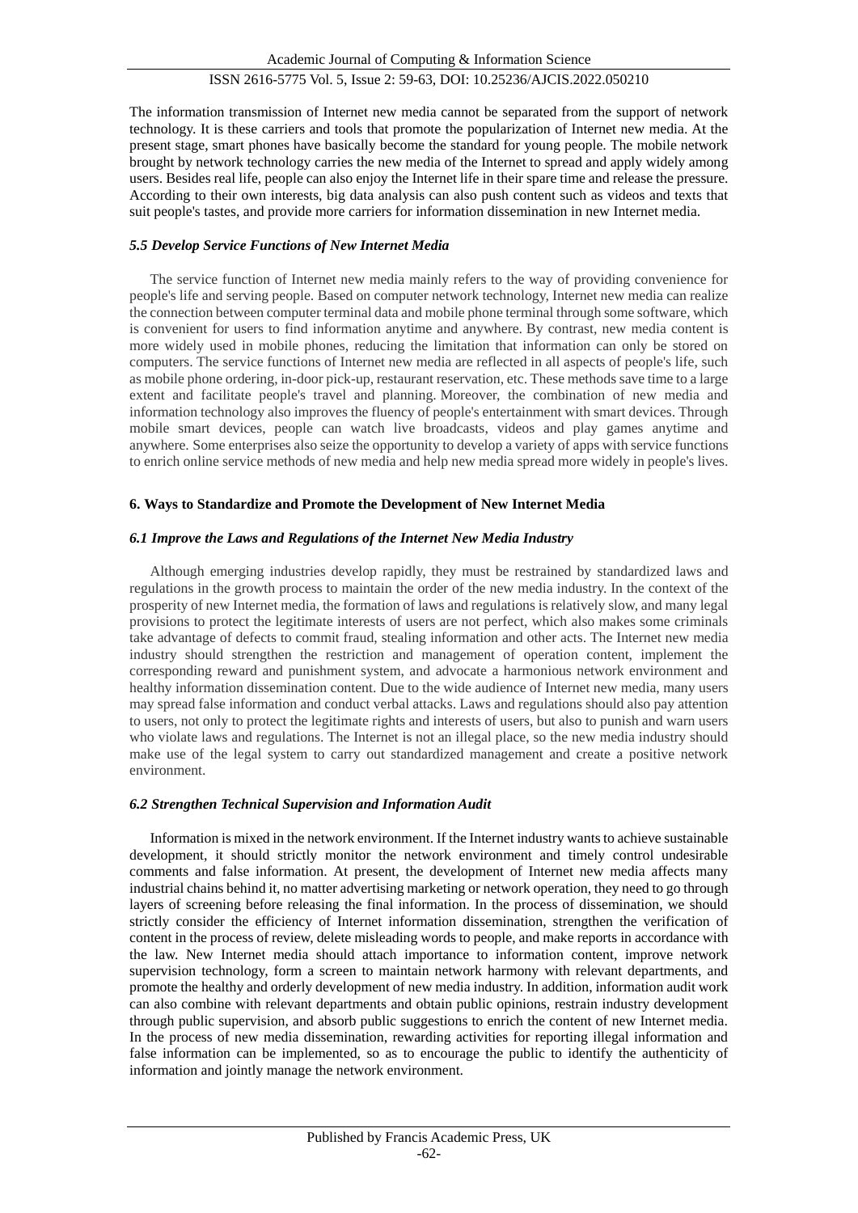The information transmission of Internet new media cannot be separated from the support of network technology. It is these carriers and tools that promote the popularization of Internet new media. At the present stage, smart phones have basically become the standard for young people. The mobile network brought by network technology carries the new media of the Internet to spread and apply widely among users. Besides real life, people can also enjoy the Internet life in their spare time and release the pressure. According to their own interests, big data analysis can also push content such as videos and texts that suit people's tastes, and provide more carriers for information dissemination in new Internet media.

### *5.5 Develop Service Functions of New Internet Media*

The service function of Internet new media mainly refers to the way of providing convenience for people's life and serving people. Based on computer network technology, Internet new media can realize the connection between computer terminal data and mobile phone terminal through some software, which is convenient for users to find information anytime and anywhere. By contrast, new media content is more widely used in mobile phones, reducing the limitation that information can only be stored on computers. The service functions of Internet new media are reflected in all aspects of people's life, such as mobile phone ordering, in-door pick-up, restaurant reservation, etc. These methods save time to a large extent and facilitate people's travel and planning. Moreover, the combination of new media and information technology also improves the fluency of people's entertainment with smart devices. Through mobile smart devices, people can watch live broadcasts, videos and play games anytime and anywhere. Some enterprises also seize the opportunity to develop a variety of apps with service functions to enrich online service methods of new media and help new media spread more widely in people's lives.

## 6. Ways to Standardize and Promote the Development of New Internet Media

### *6.1 Improve the Laws and Regulations of the Internet New Media Industry*

Although emerging industries develop rapidly, they must be restrained by standardized laws and regulations in the growth process to maintain the order of the new media industry. In the context of the prosperity of new Internet media, the formation of laws and regulations is relatively slow, and many legal provisions to protect the legitimate interests of users are not perfect, which also makes some criminals take advantage of defects to commit fraud, stealing information and other acts. The Internet new media industry should strengthen the restriction and management of operation content, implement the corresponding reward and punishment system, and advocate a harmonious network environment and healthy information dissemination content. Due to the wide audience of Internet new media, many users may spread false information and conduct verbal attacks. Laws and regulations should also pay attention to users, not only to protect the legitimate rights and interests of users, but also to punish and warn users who violate laws and regulations. The Internet is not an illegal place, so the new media industry should make use of the legal system to carry out standardized management and create a positive network environment.

### *6.2 Strengthen Technical Supervision and Information Audit*

Information is mixed in the network environment. If the Internet industry wants to achieve sustainable development, it should strictly monitor the network environment and timely control undesirable comments and false information. At present, the development of Internet new media affects many industrial chains behind it, no matter advertising marketing or network operation, they need to go through layers of screening before releasing the final information. In the process of dissemination, we should strictly consider the efficiency of Internet information dissemination, strengthen the verification of content in the process of review, delete misleading words to people, and make reports in accordance with the law. New Internet media should attach importance to information content, improve network supervision technology, form a screen to maintain network harmony with relevant departments, and promote the healthy and orderly development of new media industry. In addition, information audit work can also combine with relevant departments and obtain public opinions, restrain industry development through public supervision, and absorb public suggestions to enrich the content of new Internet media. In the process of new media dissemination, rewarding activities for reporting illegal information and false information can be implemented, so as to encourage the public to identify the authenticity of information and jointly manage the network environment.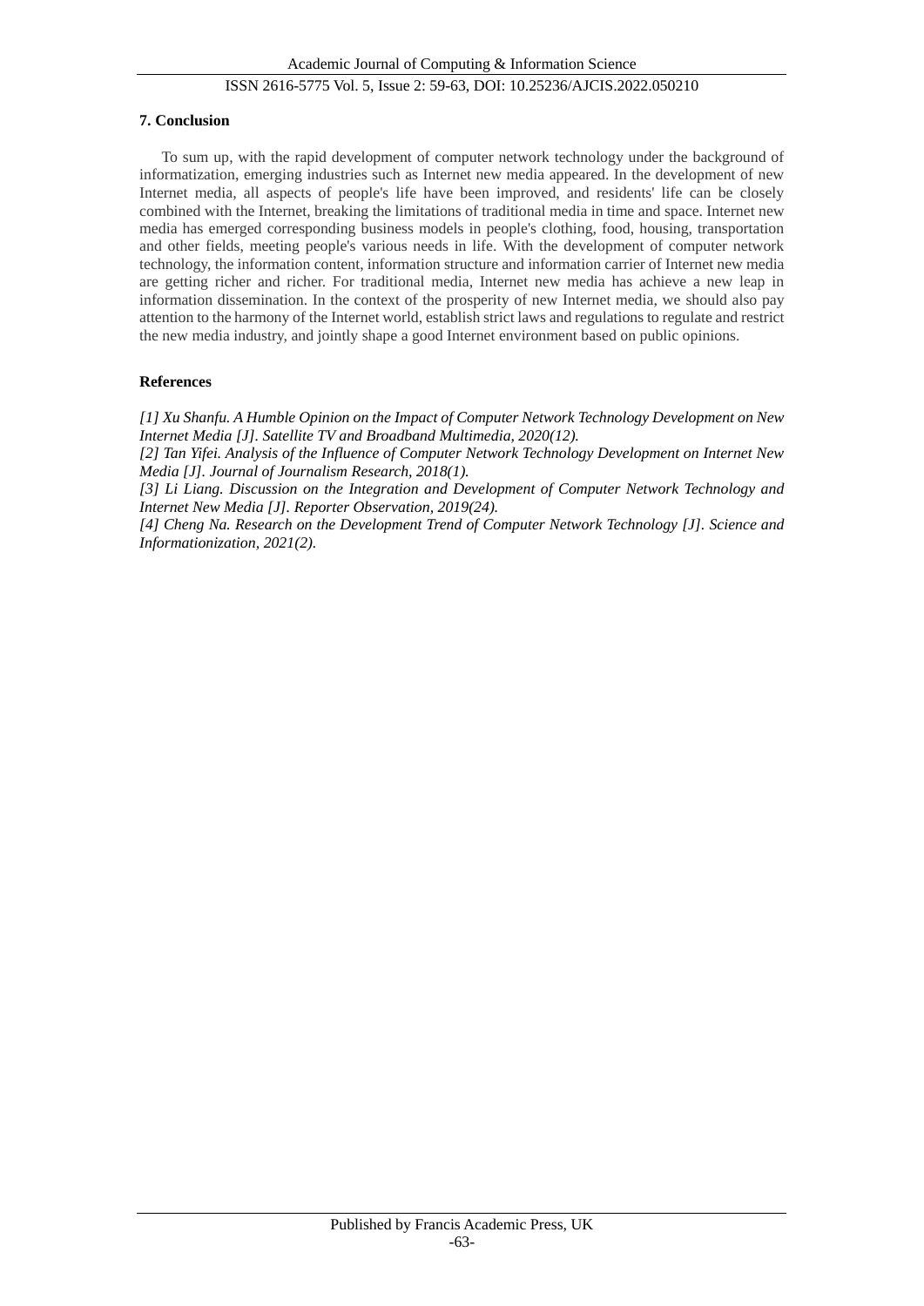## 7. Conclusion

To sum up, with the rapid development of computer network technology under the background of informatization, emerging industries such as Internet new media appeared. In the development of new Internet media, all aspects of people's life have been improved, and residents' life can be closely combined with the Internet, breaking the limitations of traditional media in time and space. Internet new media has emerged corresponding business models in people's clothing, food, housing, transportation and other fields, meeting people's various needs in life. With the development of computer network technology, the information content, information structure and information carrier of Internet new media are getting richer and richer. For traditional media, Internet new media has achieve a new leap in information dissemination. In the context of the prosperity of new Internet media, we should also pay attention to the harmony of the Internet world, establish strict laws and regulations to regulate and restrict the new media industry, and jointly shape a good Internet environment based on public opinions.

## References

*[1] Xu Shanfu. A Humble Opinion on the Impact of Computer Network Technology Development on New Internet Media [J]. Satellite TV and Broadband Multimedia, 2020(12).*

*[2] Tan Yifei. Analysis of the Influence of Computer Network Technology Development on Internet New Media [J]. Journal of Journalism Research, 2018(1).*

*[3] Li Liang. Discussion on the Integration and Development of Computer Network Technology and Internet New Media [J]. Reporter Observation, 2019(24).*

*[4] Cheng Na. Research on the Development Trend of Computer Network Technology [J]. Science and Informationization, 2021(2).*